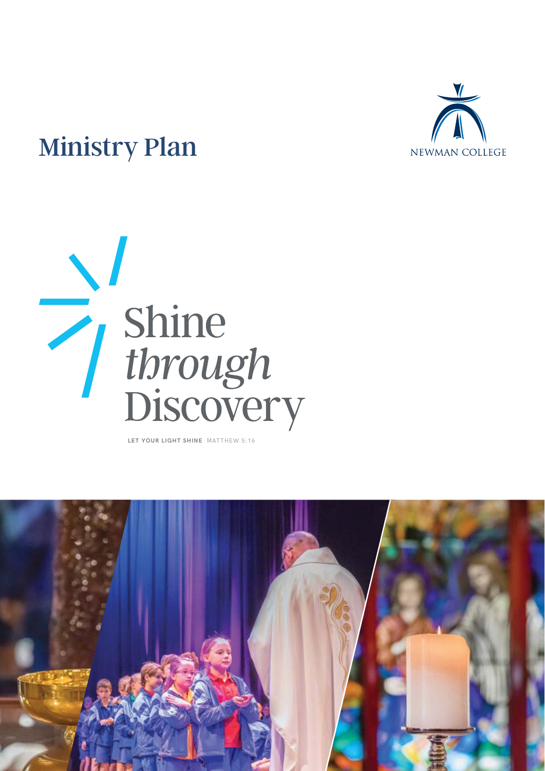# Ministry Plan

NEWMAN COLLEGE

## Shine *through* Discovery

**LET YOUR LIGHT SHINE** MATTHEW 5:16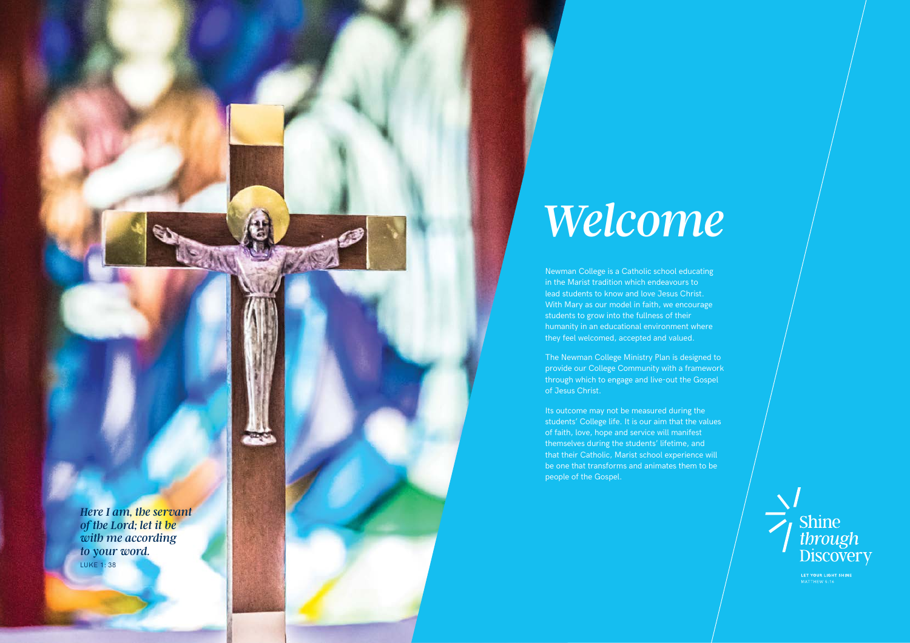*Here I am, the servant of the Lord; let it be with me according to your word.*
LUKE 1: 38

# *Welcome*

Newman College is a Catholic school educating in the Marist tradition which endeavours to lead students to know and love Jesus Christ. With Mary as our model in faith, we encourage students to grow into the fullness of their humanity in an educational environment where they feel welcomed, accepted and valued.

The Newman College Ministry Plan is designed to provide our College Community with a framework through which to engage and live-out the Gospel of Jesus Christ.

Its outcome may not be measured during the students' College life. It is our aim that the values of faith, love, hope and service will manifest themselves during the students' lifetime, and that their Catholic, Marist school experience will be one that transforms and animates them to be people of the Gospel.

Shine *through* Discovery

LET YOUR LIGHT SHINE
MATTHEW 5:16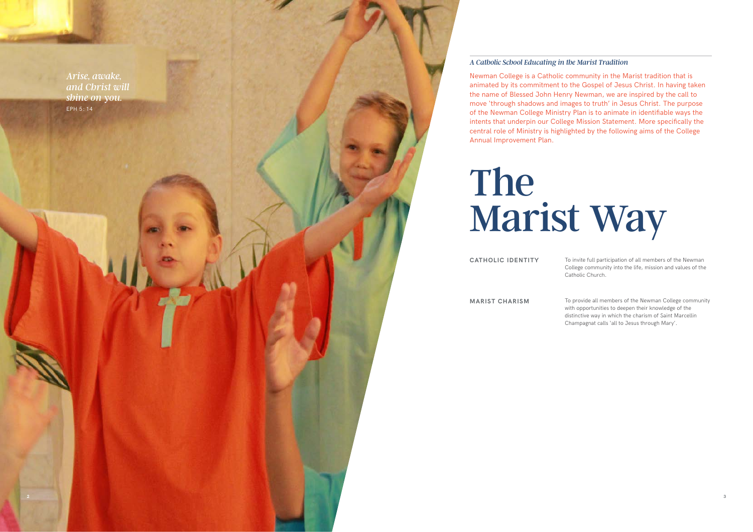*Arise, awake, and Christ will shine on you.*
EPH 5: 14

*A Catholic School Educating in the Marist Tradition*

Newman College is a Catholic community in the Marist tradition that is animated by its commitment to the Gospel of Jesus Christ. In having taken the name of Blessed John Henry Newman, we are inspired by the call to move 'through shadows and images to truth' in Jesus Christ. The purpose of the Newman College Ministry Plan is to animate in identifiable ways the intents that underpin our College Mission Statement. More specifically the central role of Ministry is highlighted by the following aims of the College Annual Improvement Plan.

# The Marist Way

**CATHOLIC IDENTITY**

To invite full participation of all members of the Newman College community into the life, mission and values of the Catholic Church.

**MARIST CHARISM**

To provide all members of the Newman College community with opportunities to deepen their knowledge of the distinctive way in which the charism of Saint Marcellin Champagnat calls 'all to Jesus through Mary'.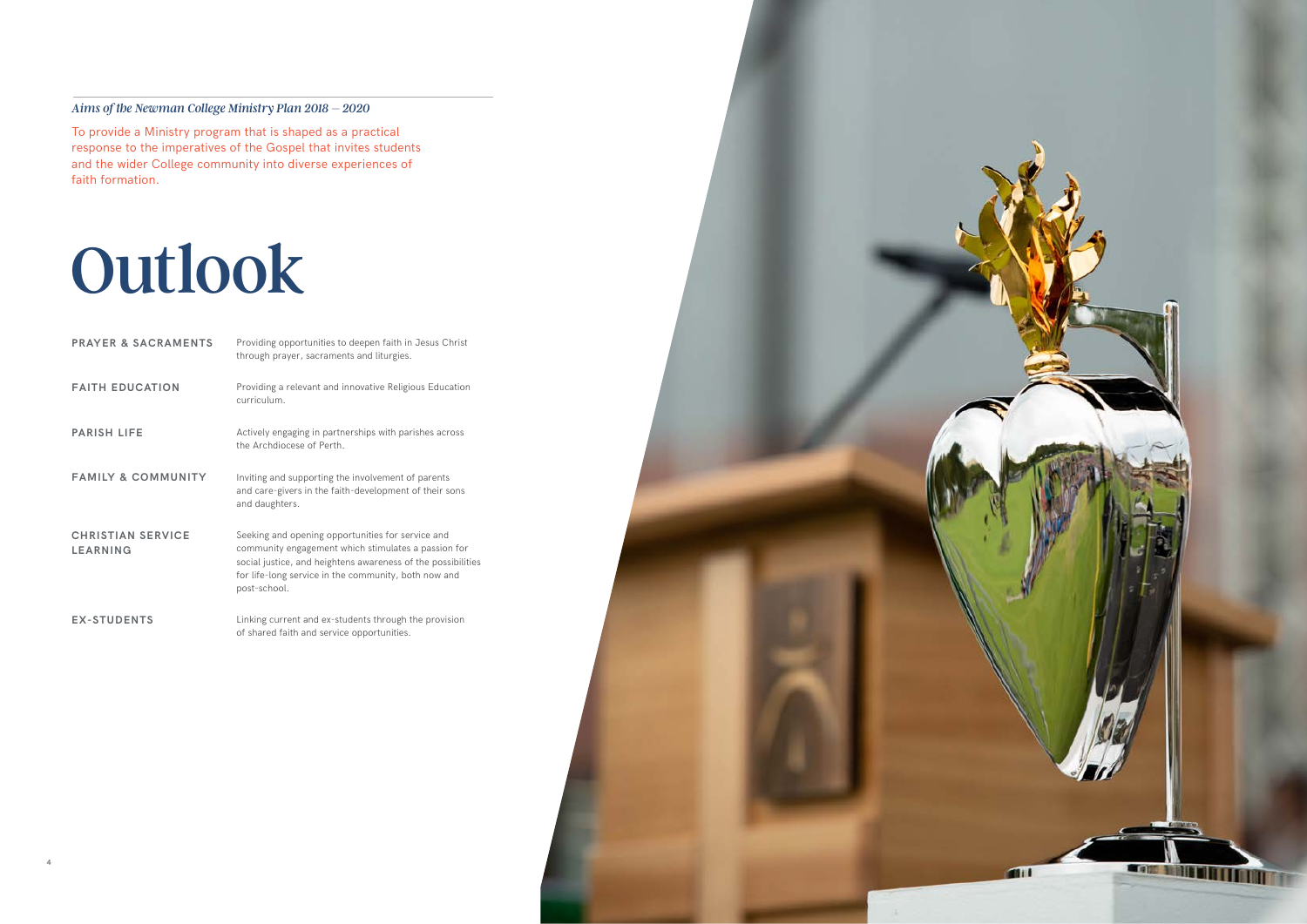*Aims of the Newman College Ministry Plan 2018 – 2020*

To provide a Ministry program that is shaped as a practical response to the imperatives of the Gospel that invites students and the wider College community into diverse experiences of faith formation.

# Outlook

| | |
|---|---|
| **PRAYER & SACRAMENTS** | Providing opportunities to deepen faith in Jesus Christ through prayer, sacraments and liturgies. |
| **FAITH EDUCATION** | Providing a relevant and innovative Religious Education curriculum. |
| **PARISH LIFE** | Actively engaging in partnerships with parishes across the Archdiocese of Perth. |
| **FAMILY & COMMUNITY** | Inviting and supporting the involvement of parents and care-givers in the faith-development of their sons and daughters. |
| **CHRISTIAN SERVICE LEARNING** | Seeking and opening opportunities for service and community engagement which stimulates a passion for social justice, and heightens awareness of the possibilities for life-long service in the community, both now and post-school. |
| **EX-STUDENTS** | Linking current and ex-students through the provision of shared faith and service opportunities. |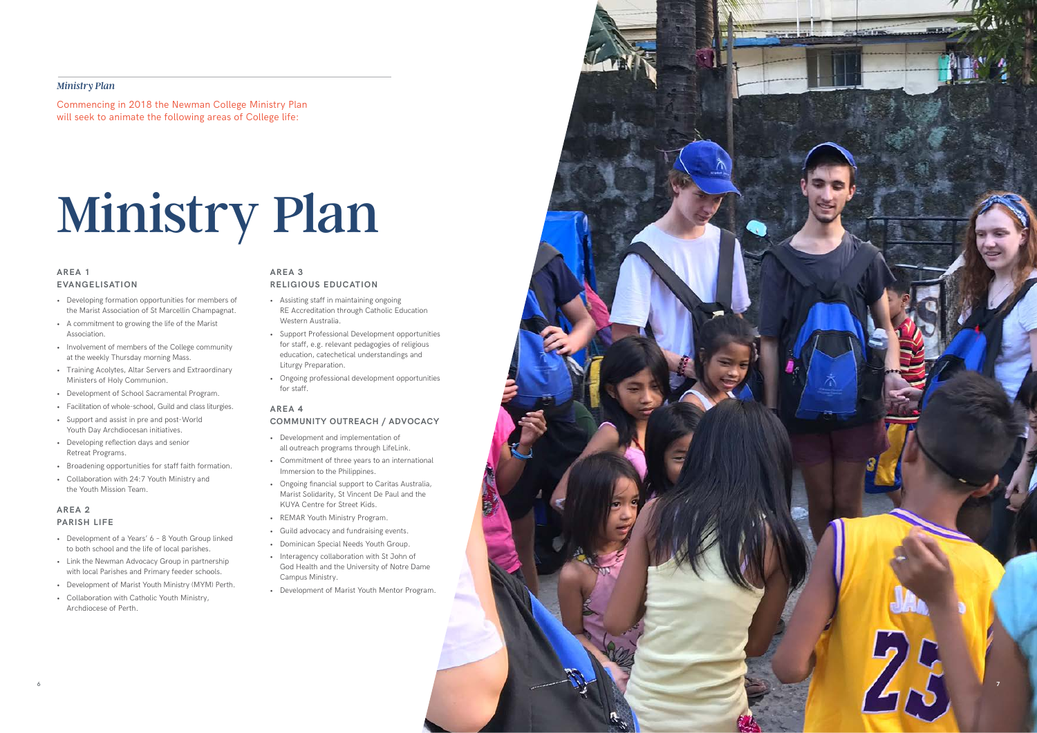*Ministry Plan*

Commencing in 2018 the Newman College Ministry Plan will seek to animate the following areas of College life:

# Ministry Plan

## AREA 1 EVANGELISATION

- Developing formation opportunities for members of the Marist Association of St Marcellin Champagnat.
- A commitment to growing the life of the Marist Association.
- Involvement of members of the College community at the weekly Thursday morning Mass.
- Training Acolytes, Altar Servers and Extraordinary Ministers of Holy Communion.
- Development of School Sacramental Program.
- Facilitation of whole-school, Guild and class liturgies.
- Support and assist in pre and post-World Youth Day Archdiocesan initiatives.
- Developing reflection days and senior Retreat Programs.
- Broadening opportunities for staff faith formation.
- Collaboration with 24:7 Youth Ministry and the Youth Mission Team.

## AREA 2 PARISH LIFE

- Development of a Years' 6 – 8 Youth Group linked to both school and the life of local parishes.
- Link the Newman Advocacy Group in partnership with local Parishes and Primary feeder schools.
- Development of Marist Youth Ministry (MYM) Perth.
- Collaboration with Catholic Youth Ministry, Archdiocese of Perth.

## AREA 3 RELIGIOUS EDUCATION

- Assisting staff in maintaining ongoing RE Accreditation through Catholic Education Western Australia.
- Support Professional Development opportunities for staff, e.g. relevant pedagogies of religious education, catechetical understandings and Liturgy Preparation.
- Ongoing professional development opportunities for staff.

## AREA 4 COMMUNITY OUTREACH / ADVOCACY

- Development and implementation of all outreach programs through LifeLink.
- Commitment of three years to an international Immersion to the Philippines.
- Ongoing financial support to Caritas Australia, Marist Solidarity, St Vincent De Paul and the KUYA Centre for Street Kids.
- REMAR Youth Ministry Program.
- Guild advocacy and fundraising events.
- Dominican Special Needs Youth Group.
- Interagency collaboration with St John of God Health and the University of Notre Dame Campus Ministry.
- Development of Marist Youth Mentor Program.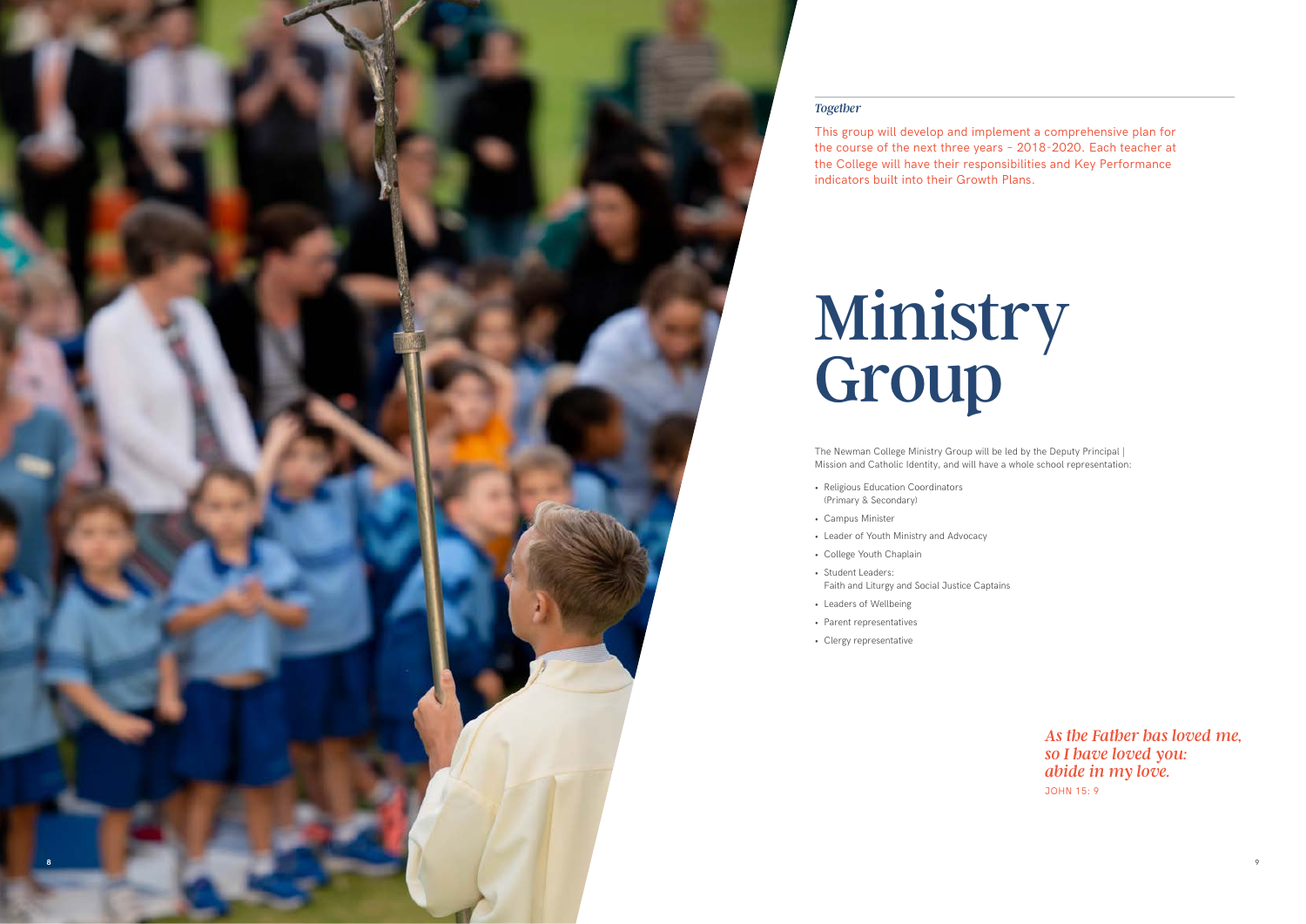*Together*

This group will develop and implement a comprehensive plan for the course of the next three years – 2018-2020. Each teacher at the College will have their responsibilities and Key Performance indicators built into their Growth Plans.

# Ministry Group

The Newman College Ministry Group will be led by the Deputy Principal | Mission and Catholic Identity, and will have a whole school representation:

- Religious Education Coordinators (Primary & Secondary)
- Campus Minister
- Leader of Youth Ministry and Advocacy
- College Youth Chaplain
- Student Leaders: Faith and Liturgy and Social Justice Captains
- Leaders of Wellbeing
- Parent representatives
- Clergy representative

*As the Father has loved me, so I have loved you: abide in my love.*

JOHN 15: 9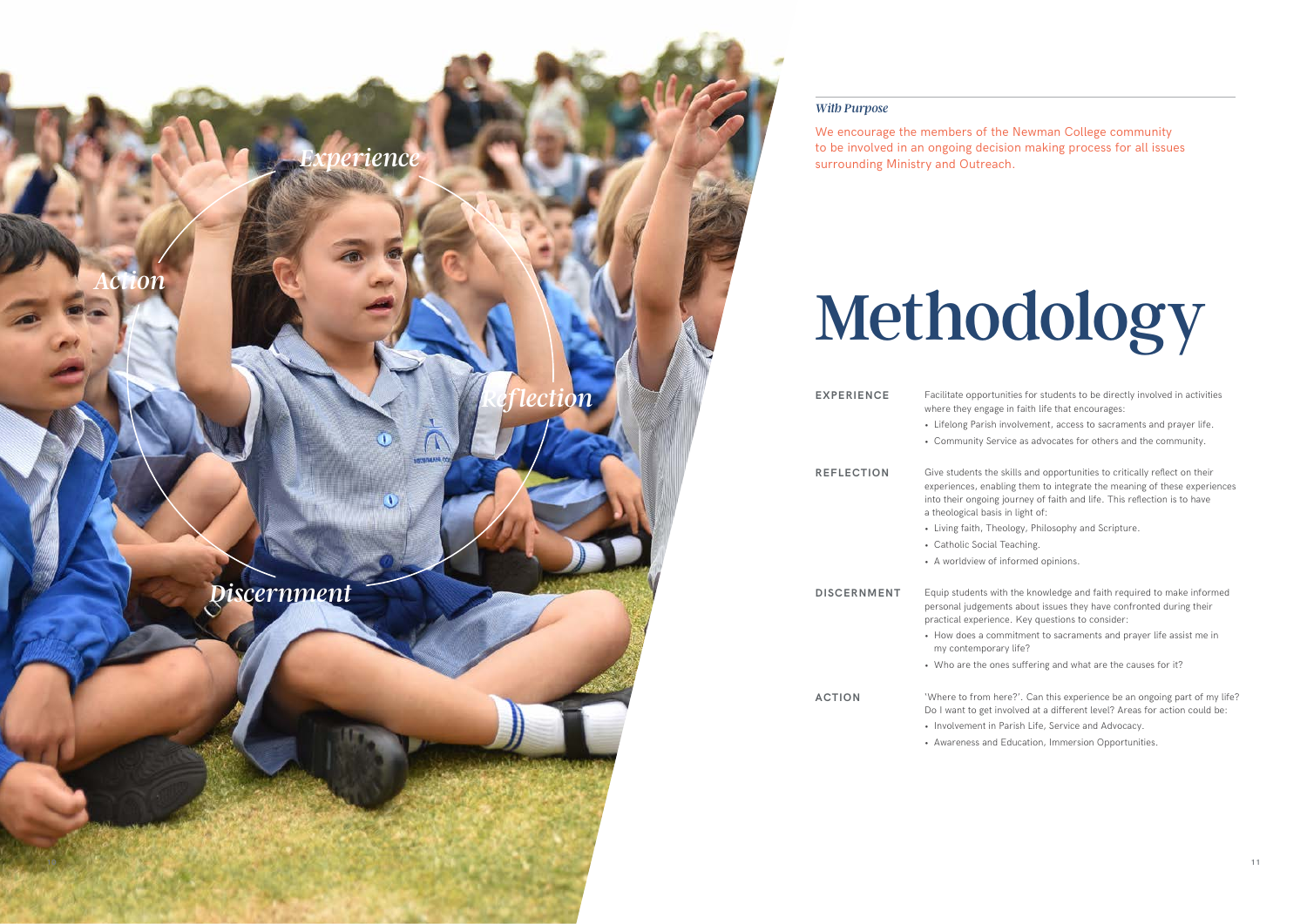*With Purpose*

We encourage the members of the Newman College community to be involved in an ongoing decision making process for all issues surrounding Ministry and Outreach.

# Methodology

**EXPERIENCE**

Facilitate opportunities for students to be directly involved in activities where they engage in faith life that encourages:

- Lifelong Parish involvement, access to sacraments and prayer life.
- Community Service as advocates for others and the community.

**REFLECTION**

Give students the skills and opportunities to critically reflect on their experiences, enabling them to integrate the meaning of these experiences into their ongoing journey of faith and life. This reflection is to have a theological basis in light of:

- Living faith, Theology, Philosophy and Scripture.
- Catholic Social Teaching.
- A worldview of informed opinions.

**DISCERNMENT**

Equip students with the knowledge and faith required to make informed personal judgements about issues they have confronted during their practical experience. Key questions to consider:

- How does a commitment to sacraments and prayer life assist me in my contemporary life?
- Who are the ones suffering and what are the causes for it?

**ACTION**

'Where to from here?'. Can this experience be an ongoing part of my life? Do I want to get involved at a different level? Areas for action could be:

- Involvement in Parish Life, Service and Advocacy.
- Awareness and Education, Immersion Opportunities.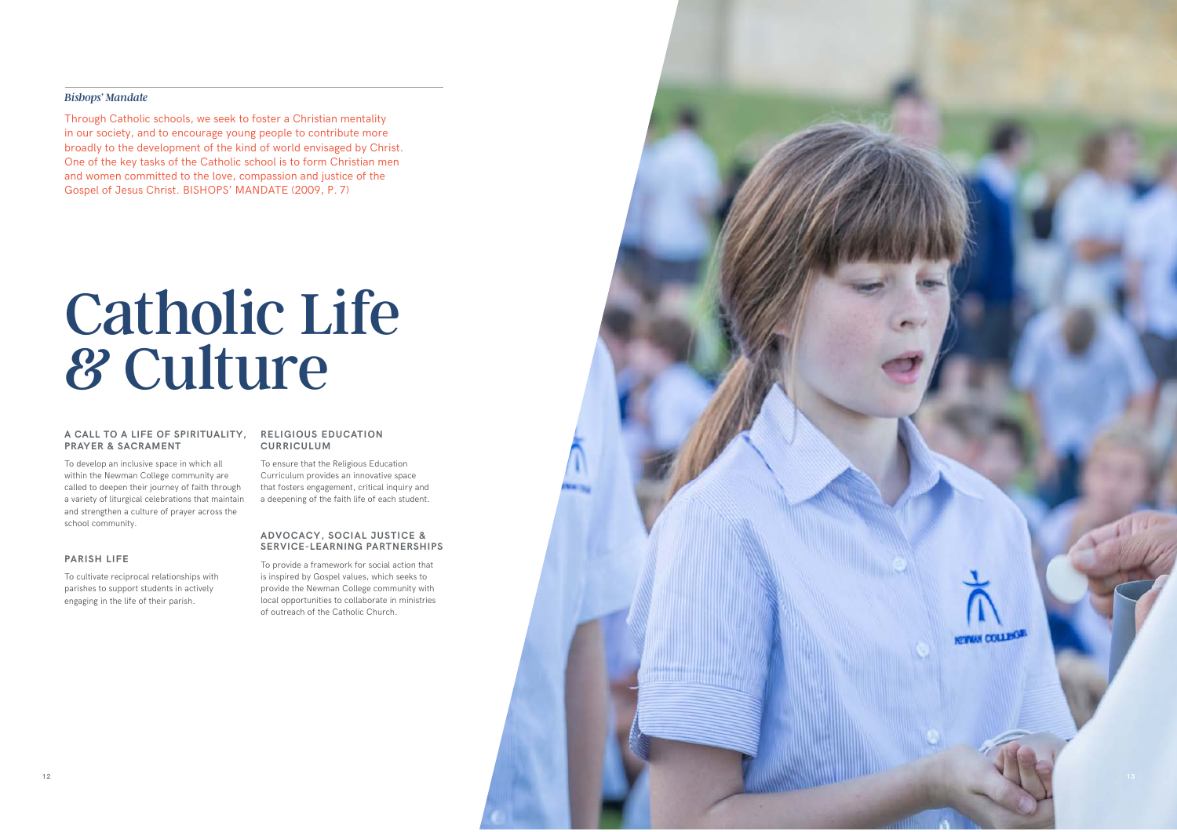*Bishops' Mandate*

Through Catholic schools, we seek to foster a Christian mentality in our society, and to encourage young people to contribute more broadly to the development of the kind of world envisaged by Christ. One of the key tasks of the Catholic school is to form Christian men and women committed to the love, compassion and justice of the Gospel of Jesus Christ. BISHOPS' MANDATE (2009, P. 7)

# Catholic Life & Culture

### A CALL TO A LIFE OF SPIRITUALITY, PRAYER & SACRAMENT

To develop an inclusive space in which all within the Newman College community are called to deepen their journey of faith through a variety of liturgical celebrations that maintain and strengthen a culture of prayer across the school community.

### PARISH LIFE

To cultivate reciprocal relationships with parishes to support students in actively engaging in the life of their parish.

### RELIGIOUS EDUCATION CURRICULUM

To ensure that the Religious Education Curriculum provides an innovative space that fosters engagement, critical inquiry and a deepening of the faith life of each student.

### ADVOCACY, SOCIAL JUSTICE & SERVICE-LEARNING PARTNERSHIPS

To provide a framework for social action that is inspired by Gospel values, which seeks to provide the Newman College community with local opportunities to collaborate in ministries of outreach of the Catholic Church.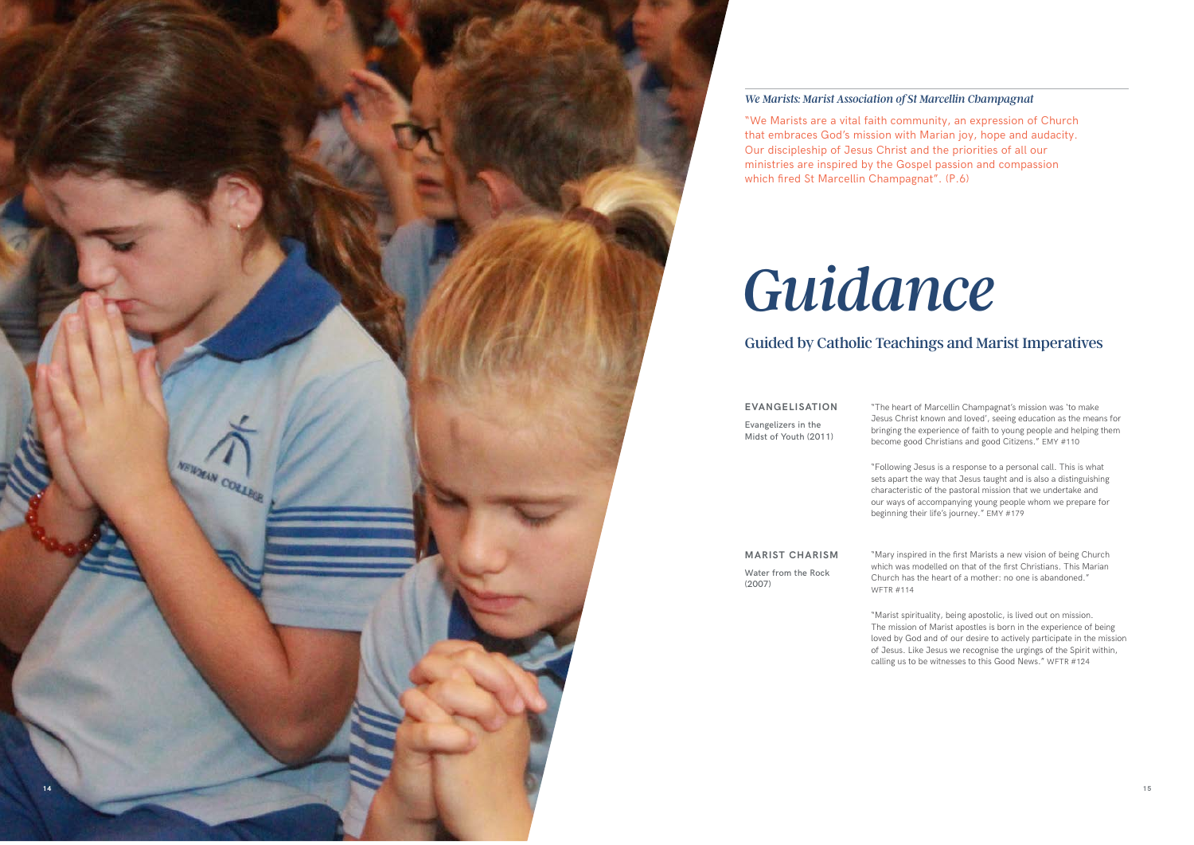*We Marists: Marist Association of St Marcellin Champagnat*

"We Marists are a vital faith community, an expression of Church that embraces God's mission with Marian joy, hope and audacity. Our discipleship of Jesus Christ and the priorities of all our ministries are inspired by the Gospel passion and compassion which fired St Marcellin Champagnat". (P.6)

# *Guidance*

## Guided by Catholic Teachings and Marist Imperatives

### EVANGELISATION

Evangelizers in the Midst of Youth (2011)

"The heart of Marcellin Champagnat's mission was 'to make Jesus Christ known and loved', seeing education as the means for bringing the experience of faith to young people and helping them become good Christians and good Citizens." EMY #110

"Following Jesus is a response to a personal call. This is what sets apart the way that Jesus taught and is also a distinguishing characteristic of the pastoral mission that we undertake and our ways of accompanying young people whom we prepare for beginning their life's journey." EMY #179

### MARIST CHARISM

Water from the Rock (2007)

"Mary inspired in the first Marists a new vision of being Church which was modelled on that of the first Christians. This Marian Church has the heart of a mother: no one is abandoned." WFTR #114

"Marist spirituality, being apostolic, is lived out on mission. The mission of Marist apostles is born in the experience of being loved by God and of our desire to actively participate in the mission of Jesus. Like Jesus we recognise the urgings of the Spirit within, calling us to be witnesses to this Good News." WFTR #124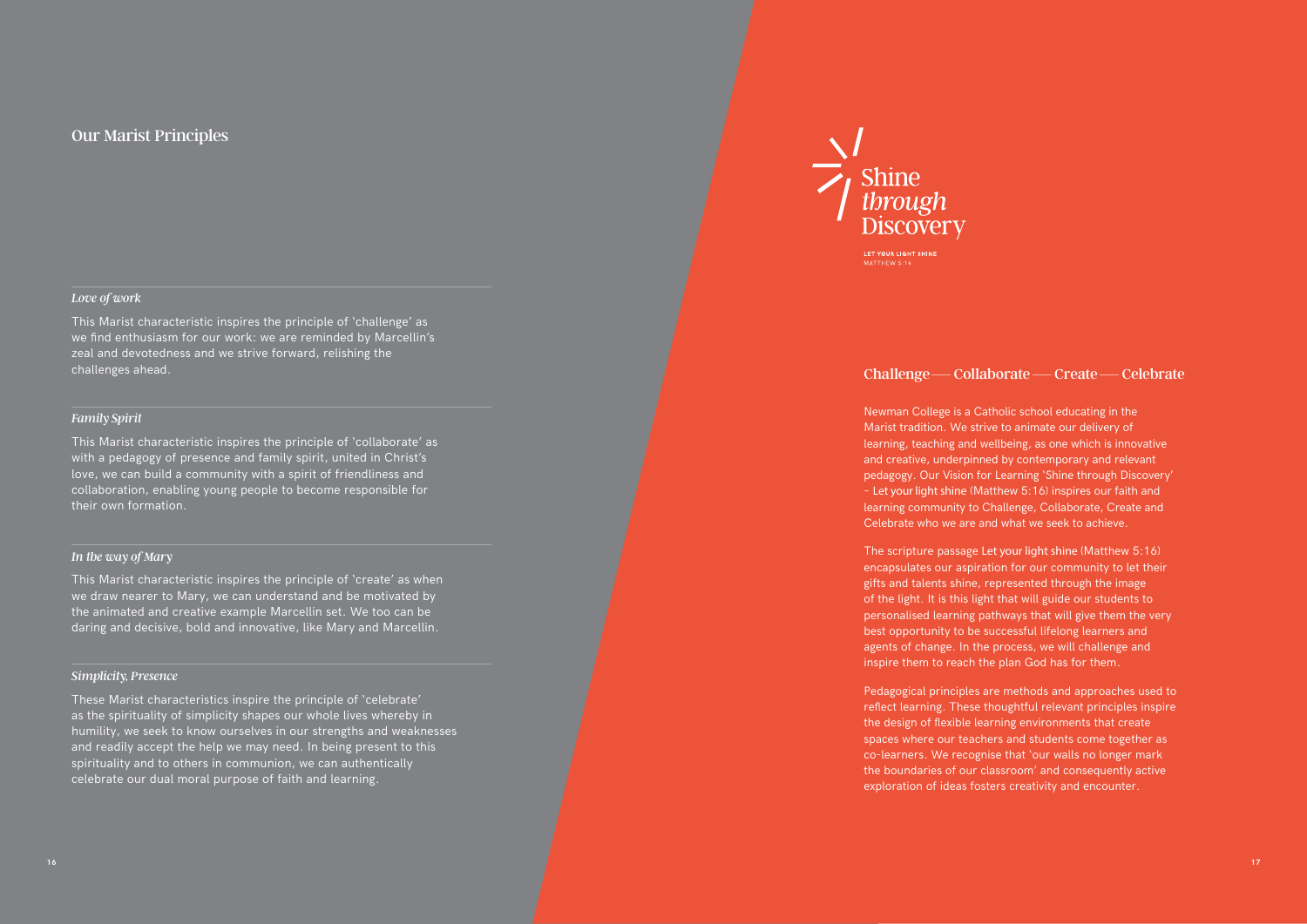## Our Marist Principles

### *Love of work*

This Marist characteristic inspires the principle of 'challenge' as we find enthusiasm for our work: we are reminded by Marcellin's zeal and devotedness and we strive forward, relishing the challenges ahead.

### *Family Spirit*

This Marist characteristic inspires the principle of 'collaborate' as with a pedagogy of presence and family spirit, united in Christ's love, we can build a community with a spirit of friendliness and collaboration, enabling young people to become responsible for their own formation.

### *In the way of Mary*

This Marist characteristic inspires the principle of 'create' as when we draw nearer to Mary, we can understand and be motivated by the animated and creative example Marcellin set. We too can be daring and decisive, bold and innovative, like Mary and Marcellin.

### *Simplicity, Presence*

These Marist characteristics inspire the principle of 'celebrate' as the spirituality of simplicity shapes our whole lives whereby in humility, we seek to know ourselves in our strengths and weaknesses and readily accept the help we may need. In being present to this spirituality and to others in communion, we can authentically celebrate our dual moral purpose of faith and learning.

Shine *through* Discovery

LET YOUR LIGHT SHINE
MATTHEW 5:16

## Challenge — Collaborate — Create — Celebrate

Newman College is a Catholic school educating in the Marist tradition. We strive to animate our delivery of learning, teaching and wellbeing, as one which is innovative and creative, underpinned by contemporary and relevant pedagogy. Our Vision for Learning 'Shine through Discovery' – Let your light shine (Matthew 5:16) inspires our faith and learning community to Challenge, Collaborate, Create and Celebrate who we are and what we seek to achieve.

The scripture passage Let your light shine (Matthew 5:16) encapsulates our aspiration for our community to let their gifts and talents shine, represented through the image of the light. It is this light that will guide our students to personalised learning pathways that will give them the very best opportunity to be successful lifelong learners and agents of change. In the process, we will challenge and inspire them to reach the plan God has for them.

Pedagogical principles are methods and approaches used to reflect learning. These thoughtful relevant principles inspire the design of flexible learning environments that create spaces where our teachers and students come together as co-learners. We recognise that 'our walls no longer mark the boundaries of our classroom' and consequently active exploration of ideas fosters creativity and encounter.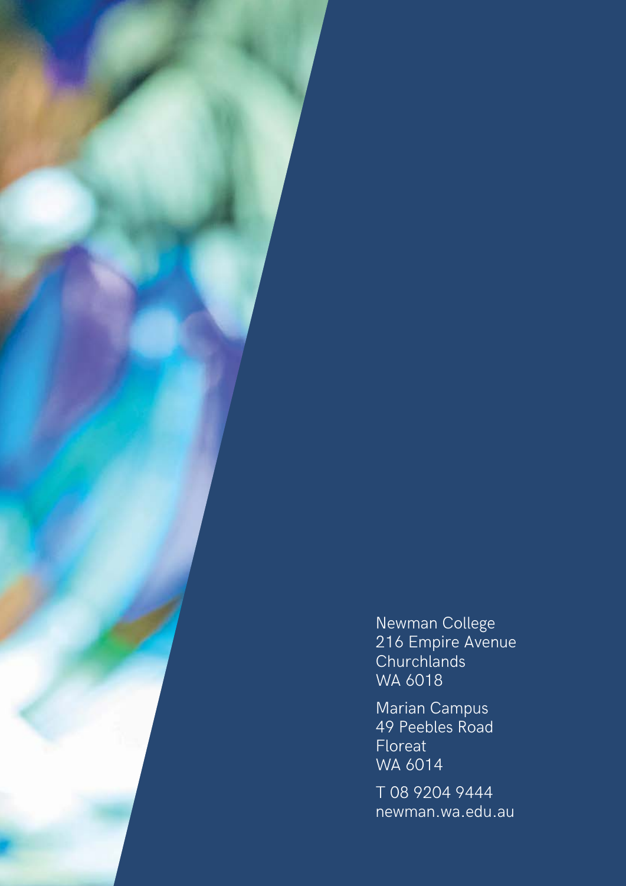Newman College
216 Empire Avenue
Churchlands
WA 6018

Marian Campus
49 Peebles Road
Floreat
WA 6014

T 08 9204 9444
newman.wa.edu.au